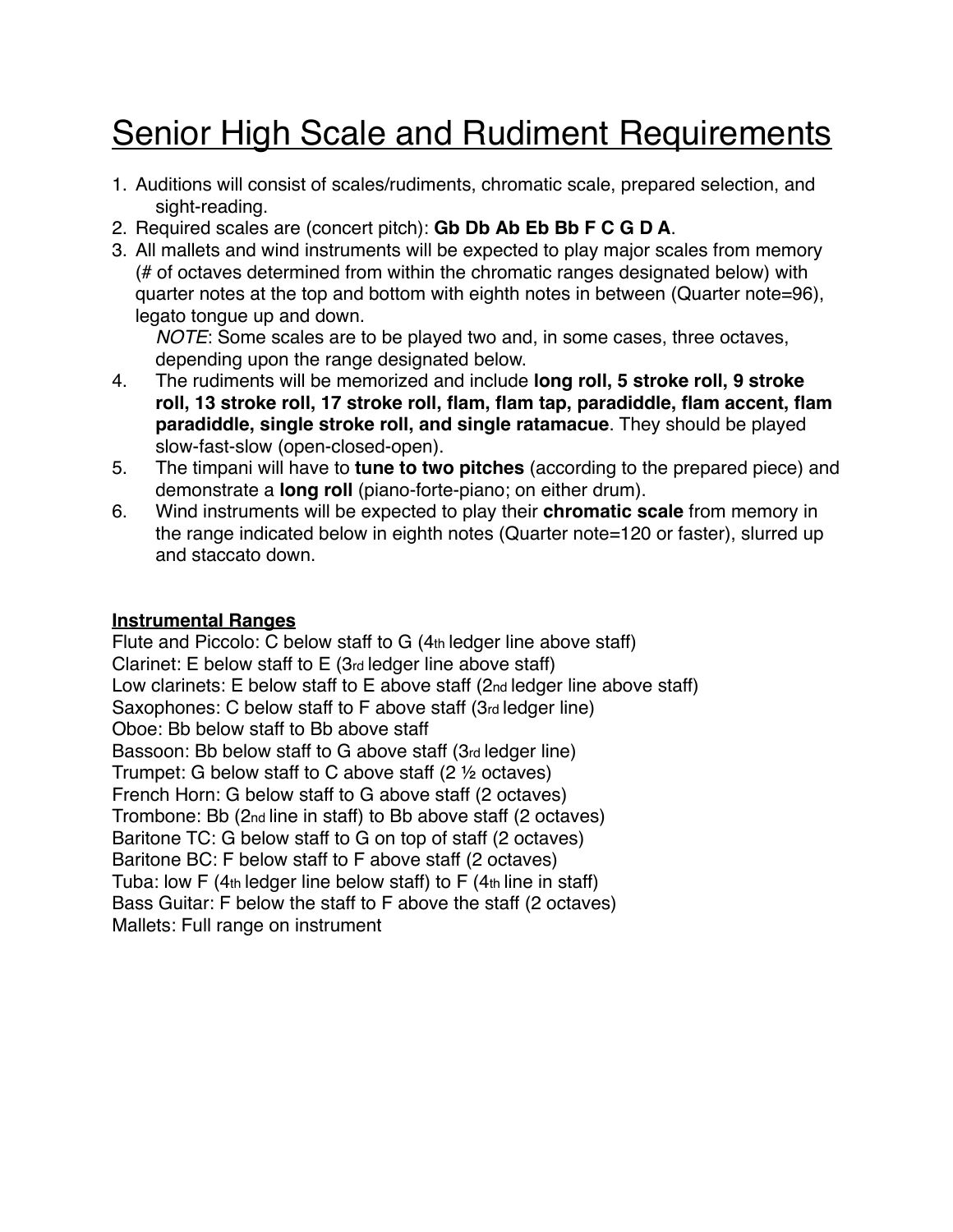# Senior High Scale and Rudiment Requirements

1. Auditions will consist of scales/rudiments, chromatic scale, prepared selection, and sight-reading.
2. Required scales are (concert pitch): **Gb Db Ab Eb Bb F C G D A**.
3. All mallets and wind instruments will be expected to play major scales from memory (# of octaves determined from within the chromatic ranges designated below) with quarter notes at the top and bottom with eighth notes in between (Quarter note=96), legato tongue up and down.
   *NOTE*: Some scales are to be played two and, in some cases, three octaves, depending upon the range designated below.
4. The rudiments will be memorized and include **long roll, 5 stroke roll, 9 stroke roll, 13 stroke roll, 17 stroke roll, flam, flam tap, paradiddle, flam accent, flam paradiddle, single stroke roll, and single ratamacue**. They should be played slow-fast-slow (open-closed-open).
5. The timpani will have to **tune to two pitches** (according to the prepared piece) and demonstrate a **long roll** (piano-forte-piano; on either drum).
6. Wind instruments will be expected to play their **chromatic scale** from memory in the range indicated below in eighth notes (Quarter note=120 or faster), slurred up and staccato down.

**Instrumental Ranges**

Flute and Piccolo: C below staff to G (4th ledger line above staff)
Clarinet: E below staff to E (3rd ledger line above staff)
Low clarinets: E below staff to E above staff (2nd ledger line above staff)
Saxophones: C below staff to F above staff (3rd ledger line)
Oboe: Bb below staff to Bb above staff
Bassoon: Bb below staff to G above staff (3rd ledger line)
Trumpet: G below staff to C above staff (2 ½ octaves)
French Horn: G below staff to G above staff (2 octaves)
Trombone: Bb (2nd line in staff) to Bb above staff (2 octaves)
Baritone TC: G below staff to G on top of staff (2 octaves)
Baritone BC: F below staff to F above staff (2 octaves)
Tuba: low F (4th ledger line below staff) to F (4th line in staff)
Bass Guitar: F below the staff to F above the staff (2 octaves)
Mallets: Full range on instrument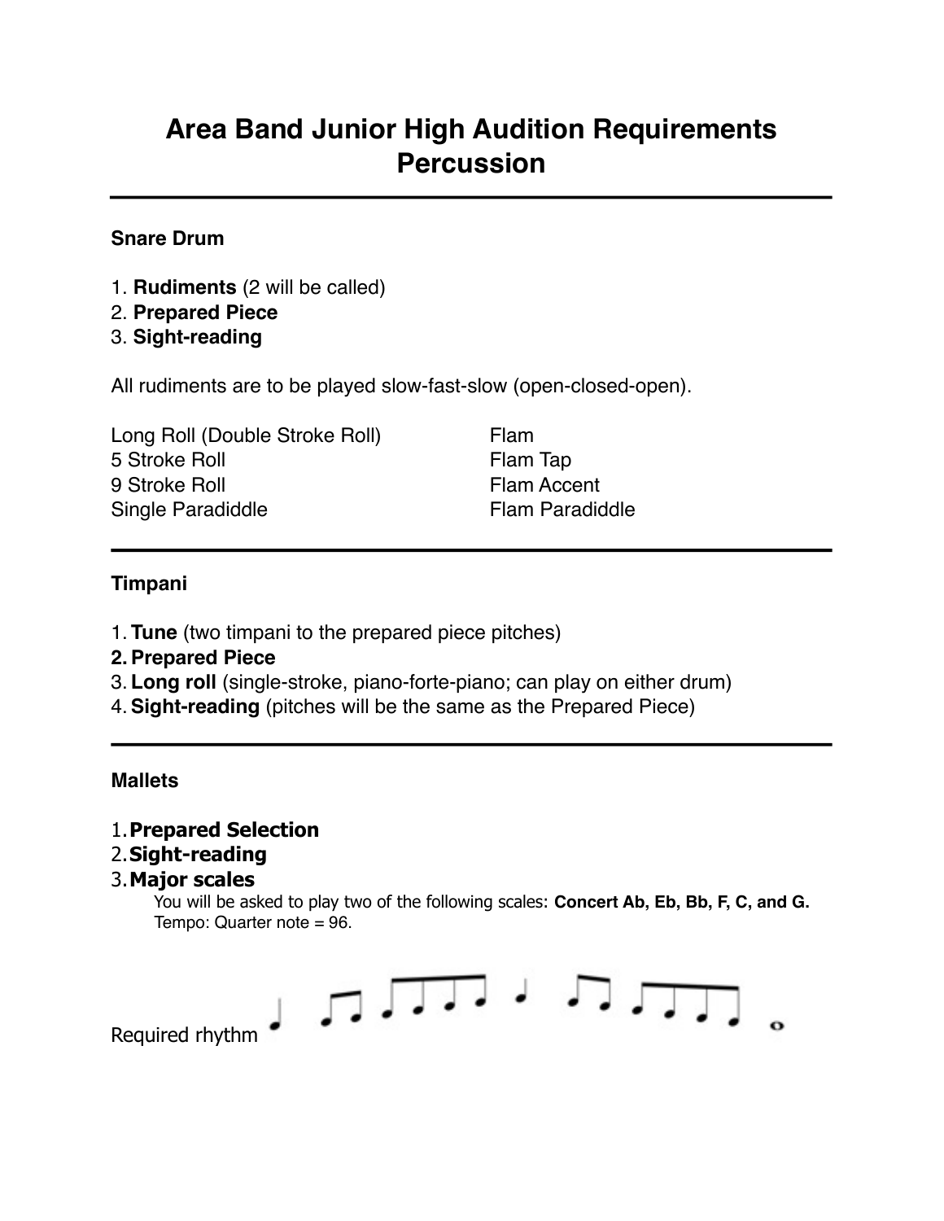# Area Band Junior High Audition Requirements Percussion

---

### Snare Drum

1. **Rudiments** (2 will be called)
2. **Prepared Piece**
3. **Sight-reading**

All rudiments are to be played slow-fast-slow (open-closed-open).

Long Roll (Double Stroke Roll)
5 Stroke Roll
9 Stroke Roll
Single Paradiddle
Flam
Flam Tap
Flam Accent
Flam Paradiddle

---

### Timpani

1. **Tune** (two timpani to the prepared piece pitches)
2. **Prepared Piece**
3. **Long roll** (single-stroke, piano-forte-piano; can play on either drum)
4. **Sight-reading** (pitches will be the same as the Prepared Piece)

---

### Mallets

1. **Prepared Selection**
2. **Sight-reading**
3. **Major scales**
   You will be asked to play two of the following scales: **Concert Ab, Eb, Bb, F, C, and G.**
   Tempo: Quarter note = 96.

Required rhythm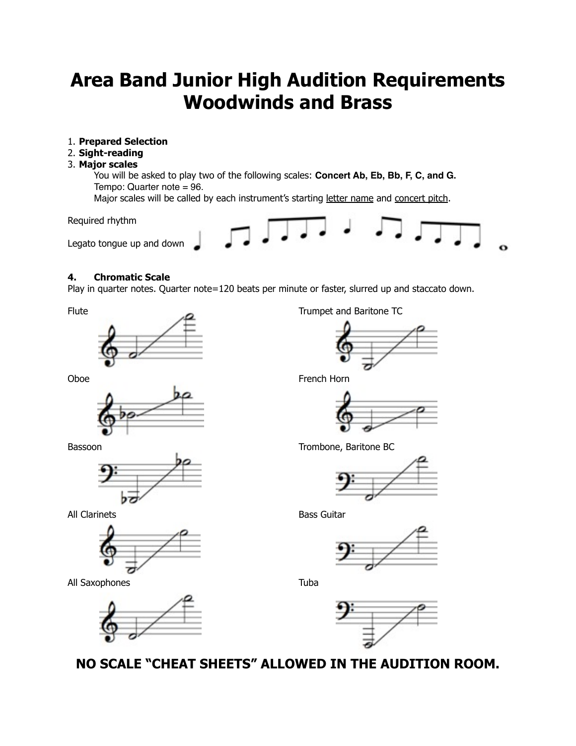# Area Band Junior High Audition Requirements Woodwinds and Brass

1. **Prepared Selection**
2. **Sight-reading**
3. **Major scales**
   You will be asked to play two of the following scales: **Concert Ab, Eb, Bb, F, C, and G.**
   Tempo: Quarter note = 96.
   Major scales will be called by each instrument's starting letter name and concert pitch.

Required rhythm

Legato tongue up and down

**4. Chromatic Scale**

Play in quarter notes. Quarter note=120 beats per minute or faster, slurred up and staccato down.

Flute

Oboe

Bassoon

All Clarinets

All Saxophones

Trumpet and Baritone TC

French Horn

Trombone, Baritone BC

Bass Guitar

Tuba

**NO SCALE "CHEAT SHEETS" ALLOWED IN THE AUDITION ROOM.**